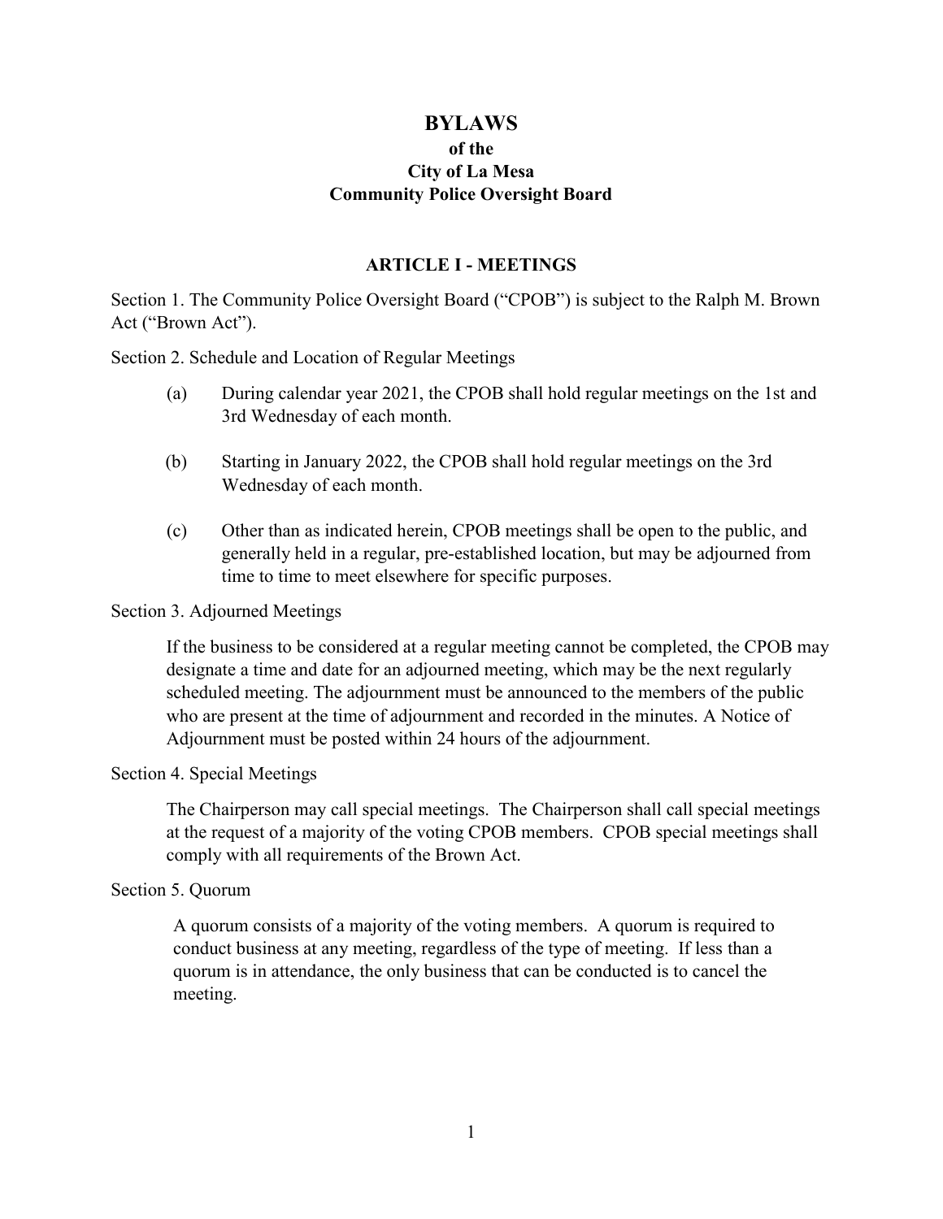# BYLAWS
## of the
## City of La Mesa
## Community Police Oversight Board

### ARTICLE I - MEETINGS

Section 1. The Community Police Oversight Board ("CPOB") is subject to the Ralph M. Brown Act ("Brown Act").

Section 2. Schedule and Location of Regular Meetings

(a) During calendar year 2021, the CPOB shall hold regular meetings on the 1st and 3rd Wednesday of each month.

(b) Starting in January 2022, the CPOB shall hold regular meetings on the 3rd Wednesday of each month.

(c) Other than as indicated herein, CPOB meetings shall be open to the public, and generally held in a regular, pre-established location, but may be adjourned from time to time to meet elsewhere for specific purposes.

Section 3. Adjourned Meetings

If the business to be considered at a regular meeting cannot be completed, the CPOB may designate a time and date for an adjourned meeting, which may be the next regularly scheduled meeting. The adjournment must be announced to the members of the public who are present at the time of adjournment and recorded in the minutes. A Notice of Adjournment must be posted within 24 hours of the adjournment.

Section 4. Special Meetings

The Chairperson may call special meetings. The Chairperson shall call special meetings at the request of a majority of the voting CPOB members. CPOB special meetings shall comply with all requirements of the Brown Act.

Section 5. Quorum

A quorum consists of a majority of the voting members. A quorum is required to conduct business at any meeting, regardless of the type of meeting. If less than a quorum is in attendance, the only business that can be conducted is to cancel the meeting.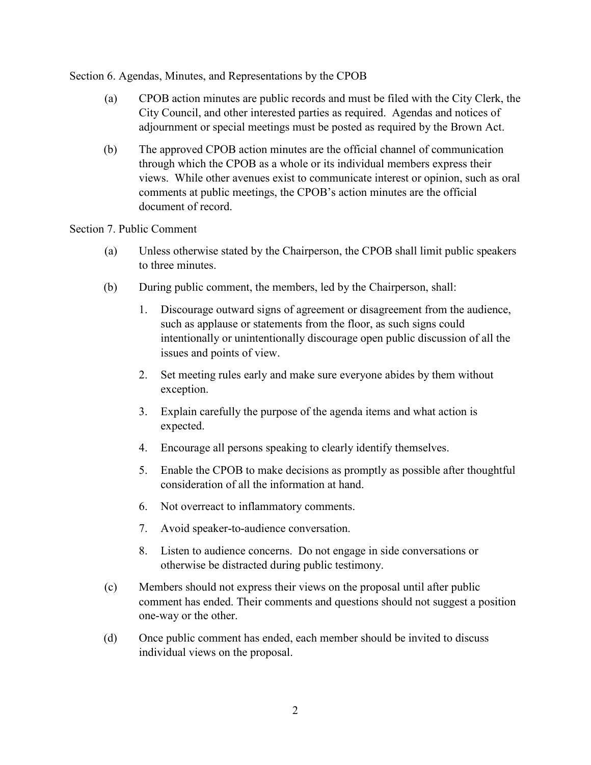## Section 6. Agendas, Minutes, and Representations by the CPOB

(a) CPOB action minutes are public records and must be filed with the City Clerk, the City Council, and other interested parties as required. Agendas and notices of adjournment or special meetings must be posted as required by the Brown Act.

(b) The approved CPOB action minutes are the official channel of communication through which the CPOB as a whole or its individual members express their views. While other avenues exist to communicate interest or opinion, such as oral comments at public meetings, the CPOB's action minutes are the official document of record.

## Section 7. Public Comment

(a) Unless otherwise stated by the Chairperson, the CPOB shall limit public speakers to three minutes.

(b) During public comment, the members, led by the Chairperson, shall:

1. Discourage outward signs of agreement or disagreement from the audience, such as applause or statements from the floor, as such signs could intentionally or unintentionally discourage open public discussion of all the issues and points of view.
2. Set meeting rules early and make sure everyone abides by them without exception.
3. Explain carefully the purpose of the agenda items and what action is expected.
4. Encourage all persons speaking to clearly identify themselves.
5. Enable the CPOB to make decisions as promptly as possible after thoughtful consideration of all the information at hand.
6. Not overreact to inflammatory comments.
7. Avoid speaker-to-audience conversation.
8. Listen to audience concerns. Do not engage in side conversations or otherwise be distracted during public testimony.

(c) Members should not express their views on the proposal until after public comment has ended. Their comments and questions should not suggest a position one-way or the other.

(d) Once public comment has ended, each member should be invited to discuss individual views on the proposal.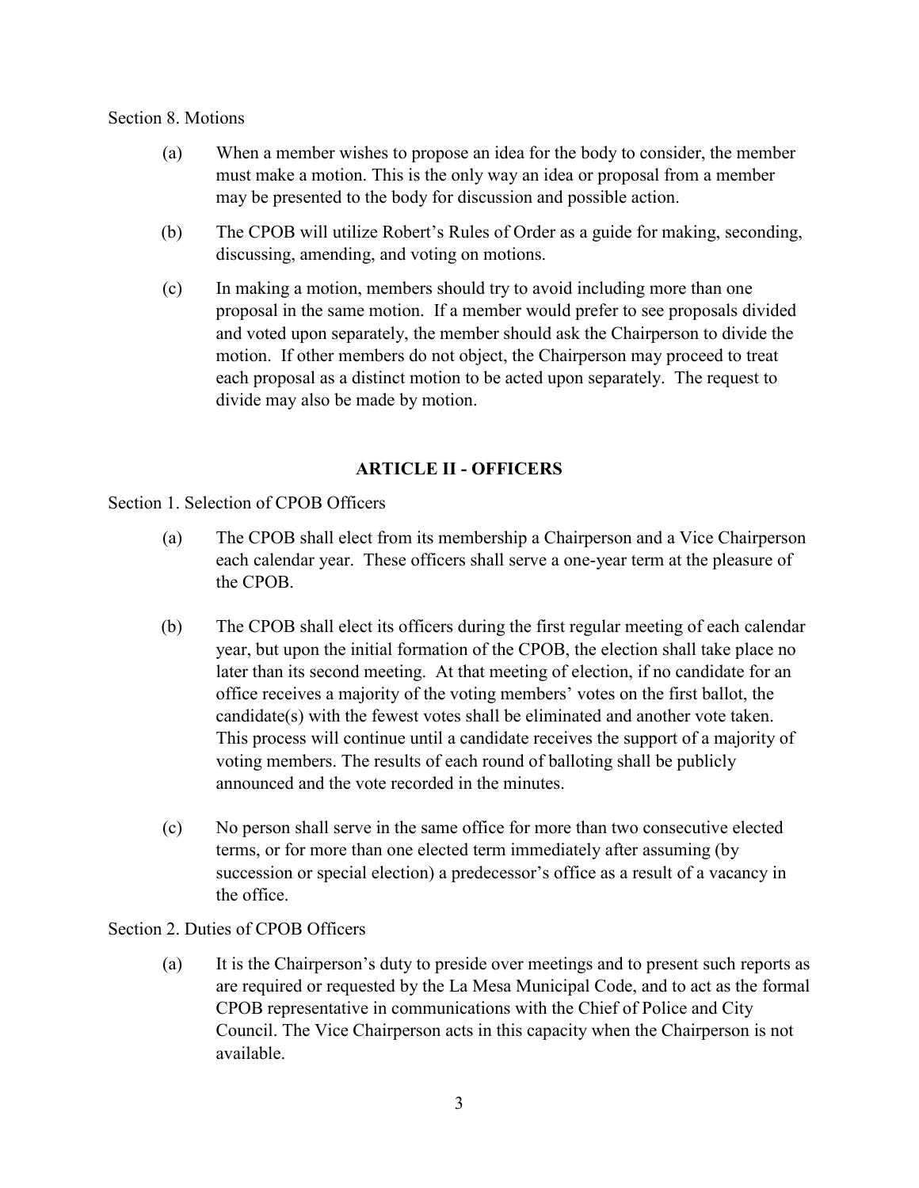Section 8. Motions

(a) When a member wishes to propose an idea for the body to consider, the member must make a motion. This is the only way an idea or proposal from a member may be presented to the body for discussion and possible action.

(b) The CPOB will utilize Robert's Rules of Order as a guide for making, seconding, discussing, amending, and voting on motions.

(c) In making a motion, members should try to avoid including more than one proposal in the same motion. If a member would prefer to see proposals divided and voted upon separately, the member should ask the Chairperson to divide the motion. If other members do not object, the Chairperson may proceed to treat each proposal as a distinct motion to be acted upon separately. The request to divide may also be made by motion.

## ARTICLE II - OFFICERS

Section 1. Selection of CPOB Officers

(a) The CPOB shall elect from its membership a Chairperson and a Vice Chairperson each calendar year. These officers shall serve a one-year term at the pleasure of the CPOB.

(b) The CPOB shall elect its officers during the first regular meeting of each calendar year, but upon the initial formation of the CPOB, the election shall take place no later than its second meeting. At that meeting of election, if no candidate for an office receives a majority of the voting members' votes on the first ballot, the candidate(s) with the fewest votes shall be eliminated and another vote taken. This process will continue until a candidate receives the support of a majority of voting members. The results of each round of balloting shall be publicly announced and the vote recorded in the minutes.

(c) No person shall serve in the same office for more than two consecutive elected terms, or for more than one elected term immediately after assuming (by succession or special election) a predecessor's office as a result of a vacancy in the office.

Section 2. Duties of CPOB Officers

(a) It is the Chairperson's duty to preside over meetings and to present such reports as are required or requested by the La Mesa Municipal Code, and to act as the formal CPOB representative in communications with the Chief of Police and City Council. The Vice Chairperson acts in this capacity when the Chairperson is not available.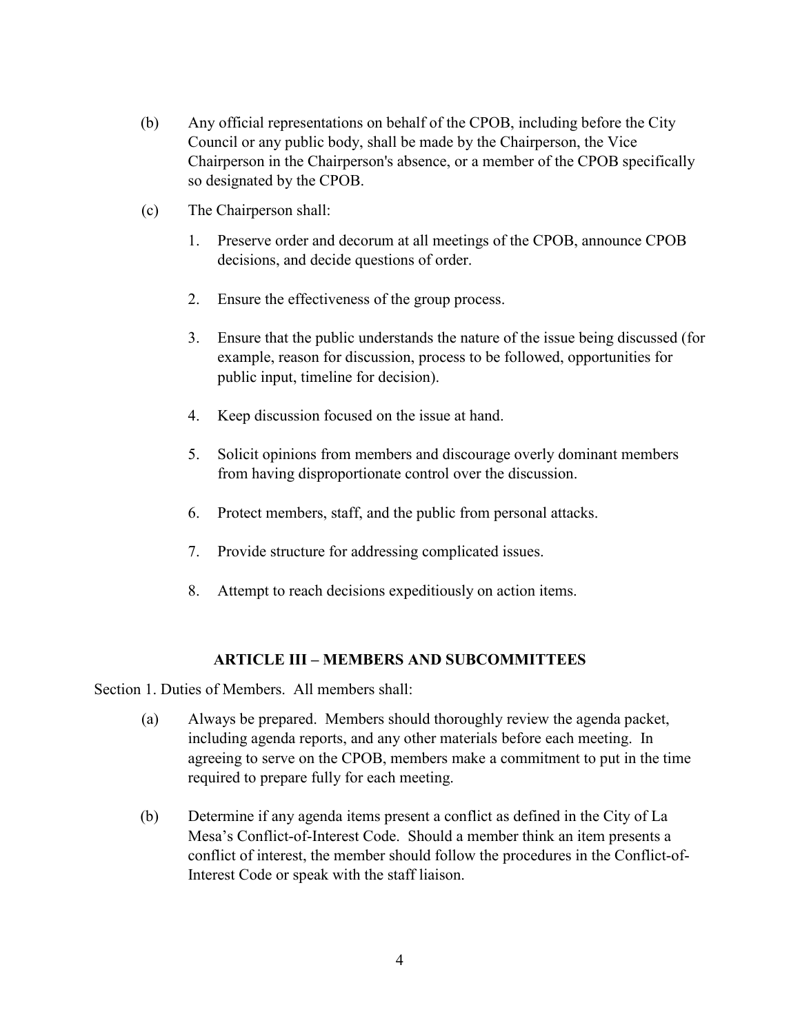(b) Any official representations on behalf of the CPOB, including before the City Council or any public body, shall be made by the Chairperson, the Vice Chairperson in the Chairperson's absence, or a member of the CPOB specifically so designated by the CPOB.

(c) The Chairperson shall:

1. Preserve order and decorum at all meetings of the CPOB, announce CPOB decisions, and decide questions of order.

2. Ensure the effectiveness of the group process.

3. Ensure that the public understands the nature of the issue being discussed (for example, reason for discussion, process to be followed, opportunities for public input, timeline for decision).

4. Keep discussion focused on the issue at hand.

5. Solicit opinions from members and discourage overly dominant members from having disproportionate control over the discussion.

6. Protect members, staff, and the public from personal attacks.

7. Provide structure for addressing complicated issues.

8. Attempt to reach decisions expeditiously on action items.

## ARTICLE III – MEMBERS AND SUBCOMMITTEES

Section 1. Duties of Members. All members shall:

(a) Always be prepared. Members should thoroughly review the agenda packet, including agenda reports, and any other materials before each meeting. In agreeing to serve on the CPOB, members make a commitment to put in the time required to prepare fully for each meeting.

(b) Determine if any agenda items present a conflict as defined in the City of La Mesa's Conflict-of-Interest Code. Should a member think an item presents a conflict of interest, the member should follow the procedures in the Conflict-of-Interest Code or speak with the staff liaison.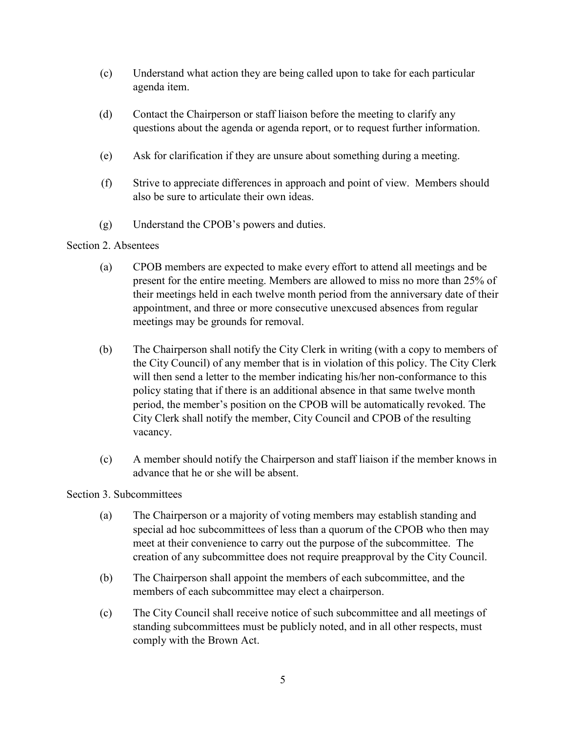(c) Understand what action they are being called upon to take for each particular agenda item.

(d) Contact the Chairperson or staff liaison before the meeting to clarify any questions about the agenda or agenda report, or to request further information.

(e) Ask for clarification if they are unsure about something during a meeting.

(f) Strive to appreciate differences in approach and point of view. Members should also be sure to articulate their own ideas.

(g) Understand the CPOB's powers and duties.

Section 2. Absentees

(a) CPOB members are expected to make every effort to attend all meetings and be present for the entire meeting. Members are allowed to miss no more than 25% of their meetings held in each twelve month period from the anniversary date of their appointment, and three or more consecutive unexcused absences from regular meetings may be grounds for removal.

(b) The Chairperson shall notify the City Clerk in writing (with a copy to members of the City Council) of any member that is in violation of this policy. The City Clerk will then send a letter to the member indicating his/her non-conformance to this policy stating that if there is an additional absence in that same twelve month period, the member's position on the CPOB will be automatically revoked. The City Clerk shall notify the member, City Council and CPOB of the resulting vacancy.

(c) A member should notify the Chairperson and staff liaison if the member knows in advance that he or she will be absent.

Section 3. Subcommittees

(a) The Chairperson or a majority of voting members may establish standing and special ad hoc subcommittees of less than a quorum of the CPOB who then may meet at their convenience to carry out the purpose of the subcommittee. The creation of any subcommittee does not require preapproval by the City Council.

(b) The Chairperson shall appoint the members of each subcommittee, and the members of each subcommittee may elect a chairperson.

(c) The City Council shall receive notice of such subcommittee and all meetings of standing subcommittees must be publicly noted, and in all other respects, must comply with the Brown Act.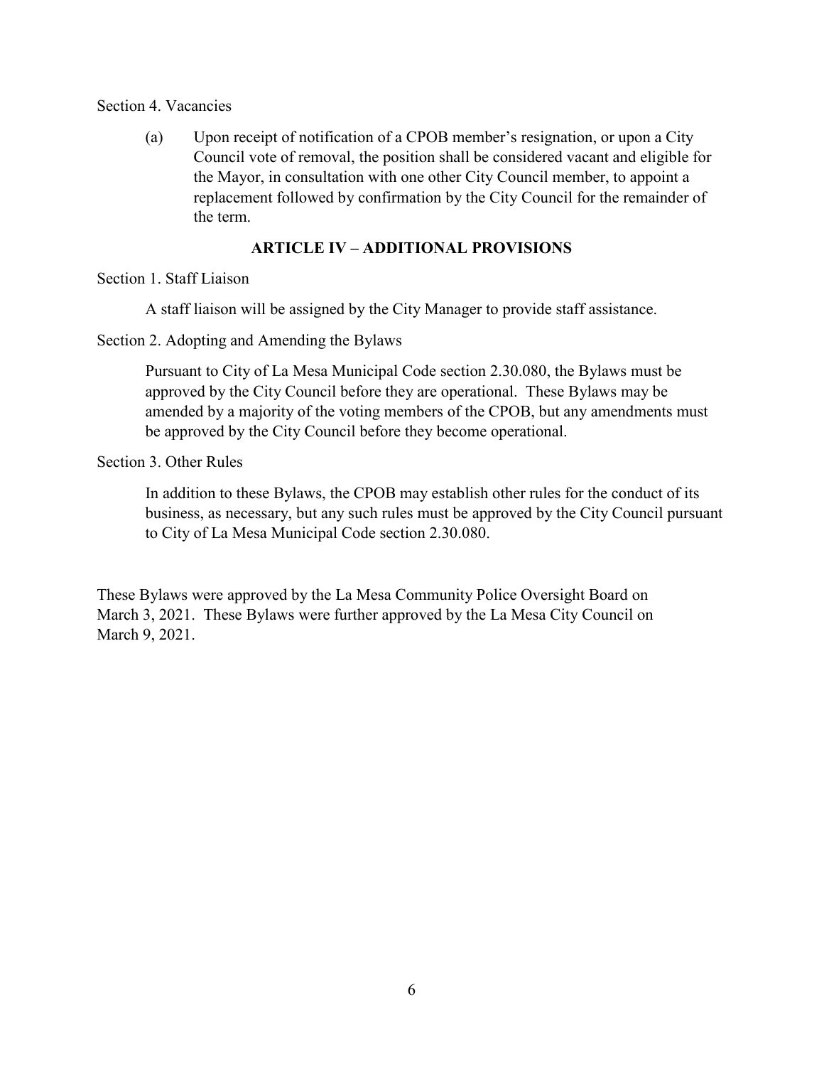Section 4. Vacancies

(a) Upon receipt of notification of a CPOB member's resignation, or upon a City Council vote of removal, the position shall be considered vacant and eligible for the Mayor, in consultation with one other City Council member, to appoint a replacement followed by confirmation by the City Council for the remainder of the term.

## ARTICLE IV – ADDITIONAL PROVISIONS

Section 1. Staff Liaison

A staff liaison will be assigned by the City Manager to provide staff assistance.

Section 2. Adopting and Amending the Bylaws

Pursuant to City of La Mesa Municipal Code section 2.30.080, the Bylaws must be approved by the City Council before they are operational. These Bylaws may be amended by a majority of the voting members of the CPOB, but any amendments must be approved by the City Council before they become operational.

Section 3. Other Rules

In addition to these Bylaws, the CPOB may establish other rules for the conduct of its business, as necessary, but any such rules must be approved by the City Council pursuant to City of La Mesa Municipal Code section 2.30.080.

These Bylaws were approved by the La Mesa Community Police Oversight Board on March 3, 2021. These Bylaws were further approved by the La Mesa City Council on March 9, 2021.